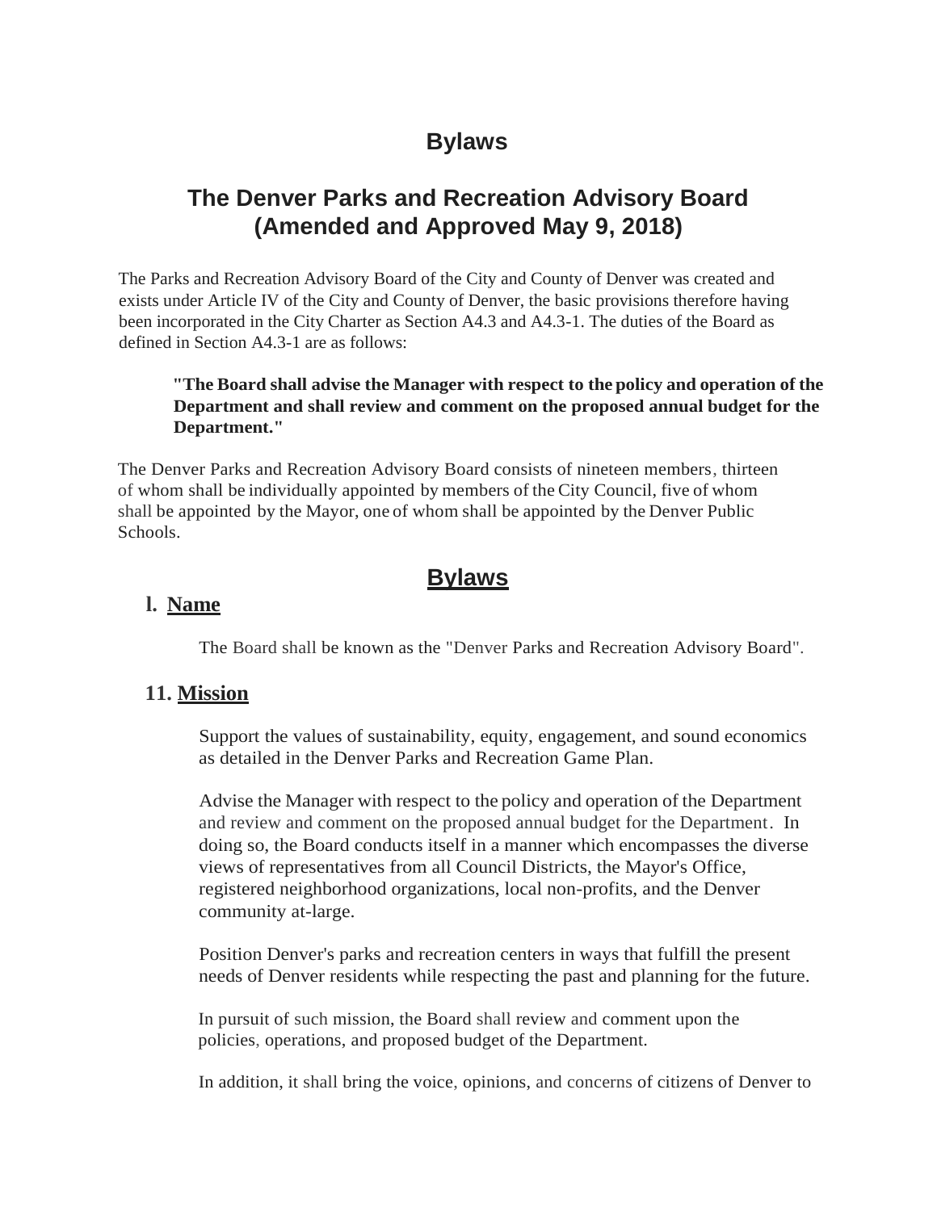# Bylaws

## The Denver Parks and Recreation Advisory Board (Amended and Approved May 9, 2018)

The Parks and Recreation Advisory Board of the City and County of Denver was created and exists under Article IV of the City and County of Denver, the basic provisions therefore having been incorporated in the City Charter as Section A4.3 and A4.3-1. The duties of the Board as defined in Section A4.3-1 are as follows:

> **"The Board shall advise the Manager with respect to the policy and operation of the Department and shall review and comment on the proposed annual budget for the Department."**

The Denver Parks and Recreation Advisory Board consists of nineteen members, thirteen of whom shall be individually appointed by members of the City Council, five of whom shall be appointed by the Mayor, one of whom shall be appointed by the Denver Public Schools.

## Bylaws

### I. Name

The Board shall be known as the "Denver Parks and Recreation Advisory Board".

### II. Mission

Support the values of sustainability, equity, engagement, and sound economics as detailed in the Denver Parks and Recreation Game Plan.

Advise the Manager with respect to the policy and operation of the Department and review and comment on the proposed annual budget for the Department. In doing so, the Board conducts itself in a manner which encompasses the diverse views of representatives from all Council Districts, the Mayor's Office, registered neighborhood organizations, local non-profits, and the Denver community at-large.

Position Denver's parks and recreation centers in ways that fulfill the present needs of Denver residents while respecting the past and planning for the future.

In pursuit of such mission, the Board shall review and comment upon the policies, operations, and proposed budget of the Department.

In addition, it shall bring the voice, opinions, and concerns of citizens of Denver to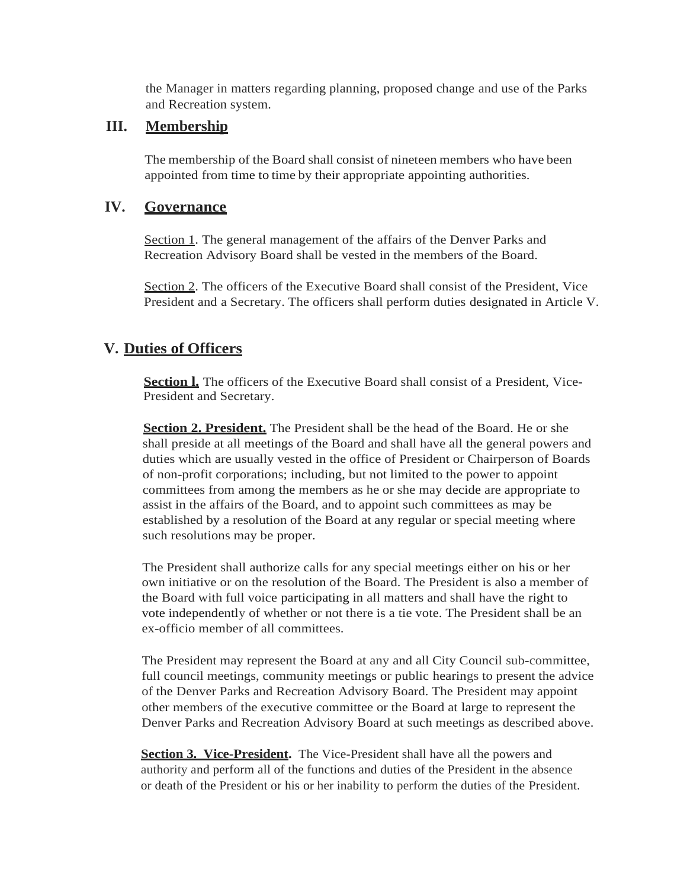the Manager in matters regarding planning, proposed change and use of the Parks and Recreation system.

## III. Membership

The membership of the Board shall consist of nineteen members who have been appointed from time to time by their appropriate appointing authorities.

## IV. Governance

Section 1. The general management of the affairs of the Denver Parks and Recreation Advisory Board shall be vested in the members of the Board.

Section 2. The officers of the Executive Board shall consist of the President, Vice President and a Secretary. The officers shall perform duties designated in Article V.

## V. Duties of Officers

**Section l.** The officers of the Executive Board shall consist of a President, Vice-President and Secretary.

**Section 2. President.** The President shall be the head of the Board. He or she shall preside at all meetings of the Board and shall have all the general powers and duties which are usually vested in the office of President or Chairperson of Boards of non-profit corporations; including, but not limited to the power to appoint committees from among the members as he or she may decide are appropriate to assist in the affairs of the Board, and to appoint such committees as may be established by a resolution of the Board at any regular or special meeting where such resolutions may be proper.

The President shall authorize calls for any special meetings either on his or her own initiative or on the resolution of the Board. The President is also a member of the Board with full voice participating in all matters and shall have the right to vote independently of whether or not there is a tie vote. The President shall be an ex-officio member of all committees.

The President may represent the Board at any and all City Council sub-committee, full council meetings, community meetings or public hearings to present the advice of the Denver Parks and Recreation Advisory Board. The President may appoint other members of the executive committee or the Board at large to represent the Denver Parks and Recreation Advisory Board at such meetings as described above.

**Section 3. Vice-President.** The Vice-President shall have all the powers and authority and perform all of the functions and duties of the President in the absence or death of the President or his or her inability to perform the duties of the President.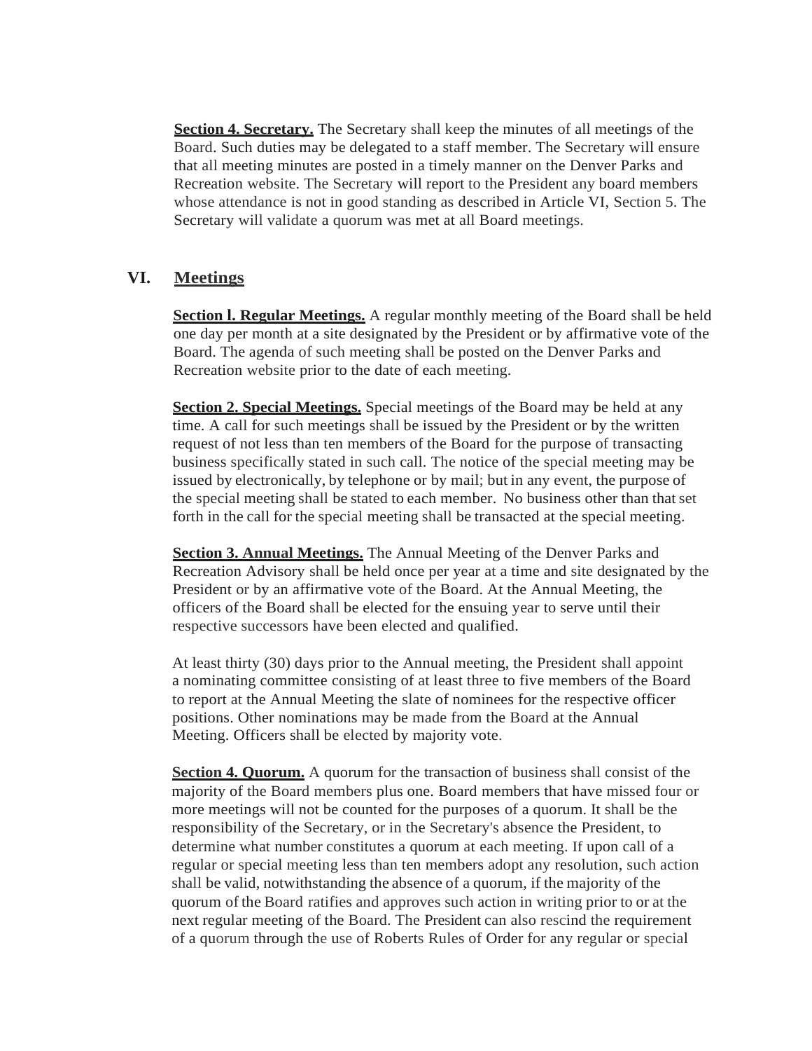**Section 4. Secretary.** The Secretary shall keep the minutes of all meetings of the Board. Such duties may be delegated to a staff member. The Secretary will ensure that all meeting minutes are posted in a timely manner on the Denver Parks and Recreation website. The Secretary will report to the President any board members whose attendance is not in good standing as described in Article VI, Section 5. The Secretary will validate a quorum was met at all Board meetings.

## VI. Meetings

**Section l. Regular Meetings.** A regular monthly meeting of the Board shall be held one day per month at a site designated by the President or by affirmative vote of the Board. The agenda of such meeting shall be posted on the Denver Parks and Recreation website prior to the date of each meeting.

**Section 2. Special Meetings.** Special meetings of the Board may be held at any time. A call for such meetings shall be issued by the President or by the written request of not less than ten members of the Board for the purpose of transacting business specifically stated in such call. The notice of the special meeting may be issued by electronically, by telephone or by mail; but in any event, the purpose of the special meeting shall be stated to each member. No business other than that set forth in the call for the special meeting shall be transacted at the special meeting.

**Section 3. Annual Meetings.** The Annual Meeting of the Denver Parks and Recreation Advisory shall be held once per year at a time and site designated by the President or by an affirmative vote of the Board. At the Annual Meeting, the officers of the Board shall be elected for the ensuing year to serve until their respective successors have been elected and qualified.

At least thirty (30) days prior to the Annual meeting, the President shall appoint a nominating committee consisting of at least three to five members of the Board to report at the Annual Meeting the slate of nominees for the respective officer positions. Other nominations may be made from the Board at the Annual Meeting. Officers shall be elected by majority vote.

**Section 4. Quorum.** A quorum for the transaction of business shall consist of the majority of the Board members plus one. Board members that have missed four or more meetings will not be counted for the purposes of a quorum. It shall be the responsibility of the Secretary, or in the Secretary's absence the President, to determine what number constitutes a quorum at each meeting. If upon call of a regular or special meeting less than ten members adopt any resolution, such action shall be valid, notwithstanding the absence of a quorum, if the majority of the quorum of the Board ratifies and approves such action in writing prior to or at the next regular meeting of the Board. The President can also rescind the requirement of a quorum through the use of Roberts Rules of Order for any regular or special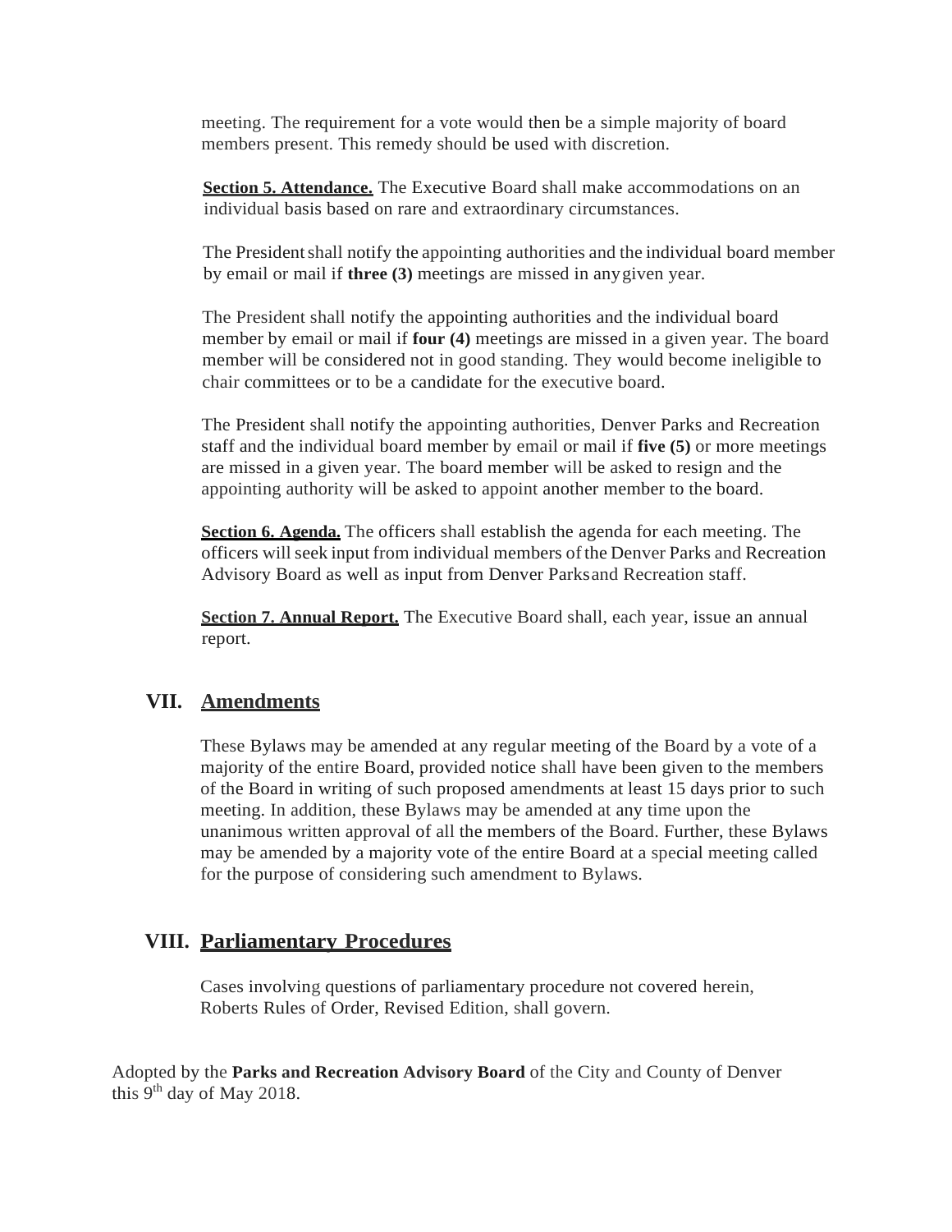meeting. The requirement for a vote would then be a simple majority of board members present. This remedy should be used with discretion.

**Section 5. Attendance.** The Executive Board shall make accommodations on an individual basis based on rare and extraordinary circumstances.

The President shall notify the appointing authorities and the individual board member by email or mail if **three (3)** meetings are missed in any given year.

The President shall notify the appointing authorities and the individual board member by email or mail if **four (4)** meetings are missed in a given year. The board member will be considered not in good standing. They would become ineligible to chair committees or to be a candidate for the executive board.

The President shall notify the appointing authorities, Denver Parks and Recreation staff and the individual board member by email or mail if **five (5)** or more meetings are missed in a given year. The board member will be asked to resign and the appointing authority will be asked to appoint another member to the board.

**Section 6. Agenda.** The officers shall establish the agenda for each meeting. The officers will seek input from individual members of the Denver Parks and Recreation Advisory Board as well as input from Denver Parks and Recreation staff.

**Section 7. Annual Report.** The Executive Board shall, each year, issue an annual report.

## VII. Amendments

These Bylaws may be amended at any regular meeting of the Board by a vote of a majority of the entire Board, provided notice shall have been given to the members of the Board in writing of such proposed amendments at least 15 days prior to such meeting. In addition, these Bylaws may be amended at any time upon the unanimous written approval of all the members of the Board. Further, these Bylaws may be amended by a majority vote of the entire Board at a special meeting called for the purpose of considering such amendment to Bylaws.

## VIII. Parliamentary Procedures

Cases involving questions of parliamentary procedure not covered herein, Roberts Rules of Order, Revised Edition, shall govern.

Adopted by the **Parks and Recreation Advisory Board** of the City and County of Denver this 9th day of May 2018.